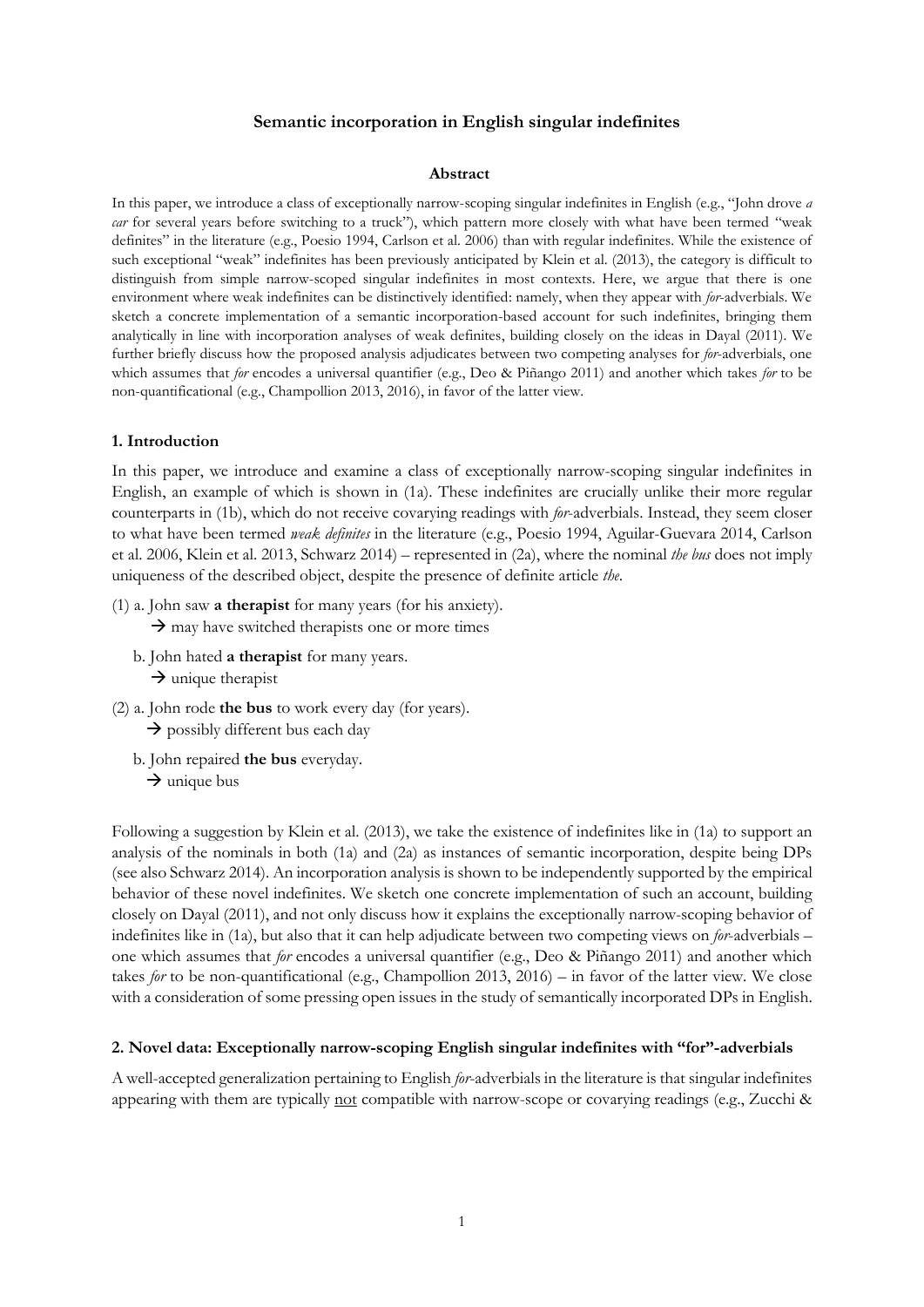# Semantic incorporation in English singular indefinites

## Abstract

In this paper, we introduce a class of exceptionally narrow-scoping singular indefinites in English (e.g., "John drove *a car* for several years before switching to a truck"), which pattern more closely with what have been termed "weak definites" in the literature (e.g., Poesio 1994, Carlson et al. 2006) than with regular indefinites. While the existence of such exceptional "weak" indefinites has been previously anticipated by Klein et al. (2013), the category is difficult to distinguish from simple narrow-scoped singular indefinites in most contexts. Here, we argue that there is one environment where weak indefinites can be distinctively identified: namely, when they appear with *for*-adverbials. We sketch a concrete implementation of a semantic incorporation-based account for such indefinites, bringing them analytically in line with incorporation analyses of weak definites, building closely on the ideas in Dayal (2011). We further briefly discuss how the proposed analysis adjudicates between two competing analyses for *for*-adverbials, one which assumes that *for* encodes a universal quantifier (e.g., Deo & Piñango 2011) and another which takes *for* to be non-quantificational (e.g., Champollion 2013, 2016), in favor of the latter view.

## 1. Introduction

In this paper, we introduce and examine a class of exceptionally narrow-scoping singular indefinites in English, an example of which is shown in (1a). These indefinites are crucially unlike their more regular counterparts in (1b), which do not receive covarying readings with *for*-adverbials. Instead, they seem closer to what have been termed *weak definites* in the literature (e.g., Poesio 1994, Aguilar-Guevara 2014, Carlson et al. 2006, Klein et al. 2013, Schwarz 2014) – represented in (2a), where the nominal *the bus* does not imply uniqueness of the described object, despite the presence of definite article *the*.

(1) a. John saw **a therapist** for many years (for his anxiety).
   → may have switched therapists one or more times

   b. John hated **a therapist** for many years.
   → unique therapist

(2) a. John rode **the bus** to work every day (for years).
   → possibly different bus each day

   b. John repaired **the bus** everyday.
   → unique bus

Following a suggestion by Klein et al. (2013), we take the existence of indefinites like in (1a) to support an analysis of the nominals in both (1a) and (2a) as instances of semantic incorporation, despite being DPs (see also Schwarz 2014). An incorporation analysis is shown to be independently supported by the empirical behavior of these novel indefinites. We sketch one concrete implementation of such an account, building closely on Dayal (2011), and not only discuss how it explains the exceptionally narrow-scoping behavior of indefinites like in (1a), but also that it can help adjudicate between two competing views on *for*-adverbials – one which assumes that *for* encodes a universal quantifier (e.g., Deo & Piñango 2011) and another which takes *for* to be non-quantificational (e.g., Champollion 2013, 2016) – in favor of the latter view. We close with a consideration of some pressing open issues in the study of semantically incorporated DPs in English.

## 2. Novel data: Exceptionally narrow-scoping English singular indefinites with "for"-adverbials

A well-accepted generalization pertaining to English *for*-adverbials in the literature is that singular indefinites appearing with them are typically not compatible with narrow-scope or covarying readings (e.g., Zucchi &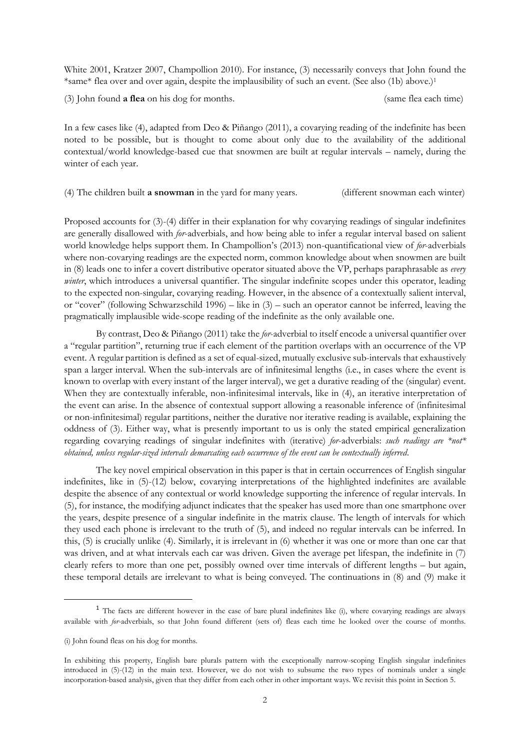White 2001, Kratzer 2007, Champollion 2010). For instance, (3) necessarily conveys that John found the *same* flea over and over again, despite the implausibility of such an event. (See also (1b) above.)[1]

(3) John found **a flea** on his dog for months. (same flea each time)

In a few cases like (4), adapted from Deo & Piñango (2011), a covarying reading of the indefinite has been noted to be possible, but is thought to come about only due to the availability of the additional contextual/world knowledge-based cue that snowmen are built at regular intervals – namely, during the winter of each year.

(4) The children built **a snowman** in the yard for many years. (different snowman each winter)

Proposed accounts for (3)-(4) differ in their explanation for why covarying readings of singular indefinites are generally disallowed with *for*-adverbials, and how being able to infer a regular interval based on salient world knowledge helps support them. In Champollion's (2013) non-quantificational view of *for*-adverbials where non-covarying readings are the expected norm, common knowledge about when snowmen are built in (8) leads one to infer a covert distributive operator situated above the VP, perhaps paraphrasable as *every winter*, which introduces a universal quantifier. The singular indefinite scopes under this operator, leading to the expected non-singular, covarying reading. However, in the absence of a contextually salient interval, or "cover" (following Schwarzschild 1996) – like in (3) – such an operator cannot be inferred, leaving the pragmatically implausible wide-scope reading of the indefinite as the only available one.

By contrast, Deo & Piñango (2011) take the *for*-adverbial to itself encode a universal quantifier over a "regular partition", returning true if each element of the partition overlaps with an occurrence of the VP event. A regular partition is defined as a set of equal-sized, mutually exclusive sub-intervals that exhaustively span a larger interval. When the sub-intervals are of infinitesimal lengths (i.e., in cases where the event is known to overlap with every instant of the larger interval), we get a durative reading of the (singular) event. When they are contextually inferable, non-infinitesimal intervals, like in (4), an iterative interpretation of the event can arise. In the absence of contextual support allowing a reasonable inference of (infinitesimal or non-infinitesimal) regular partitions, neither the durative nor iterative reading is available, explaining the oddness of (3). Either way, what is presently important to us is only the stated empirical generalization regarding covarying readings of singular indefinites with (iterative) *for*-adverbials: *such readings are \*not\* obtained, unless regular-sized intervals demarcating each occurrence of the event can be contextually inferred*.

The key novel empirical observation in this paper is that in certain occurrences of English singular indefinites, like in (5)-(12) below, covarying interpretations of the highlighted indefinites are available despite the absence of any contextual or world knowledge supporting the inference of regular intervals. In (5), for instance, the modifying adjunct indicates that the speaker has used more than one smartphone over the years, despite presence of a singular indefinite in the matrix clause. The length of intervals for which they used each phone is irrelevant to the truth of (5), and indeed no regular intervals can be inferred. In this, (5) is crucially unlike (4). Similarly, it is irrelevant in (6) whether it was one or more than one car that was driven, and at what intervals each car was driven. Given the average pet lifespan, the indefinite in (7) clearly refers to more than one pet, possibly owned over time intervals of different lengths – but again, these temporal details are irrelevant to what is being conveyed. The continuations in (8) and (9) make it

---

[1] The facts are different however in the case of bare plural indefinites like (i), where covarying readings are always available with *for*-adverbials, so that John found different (sets of) fleas each time he looked over the course of months.

(i) John found fleas on his dog for months.

In exhibiting this property, English bare plurals pattern with the exceptionally narrow-scoping English singular indefinites introduced in (5)-(12) in the main text. However, we do not wish to subsume the two types of nominals under a single incorporation-based analysis, given that they differ from each other in other important ways. We revisit this point in Section 5.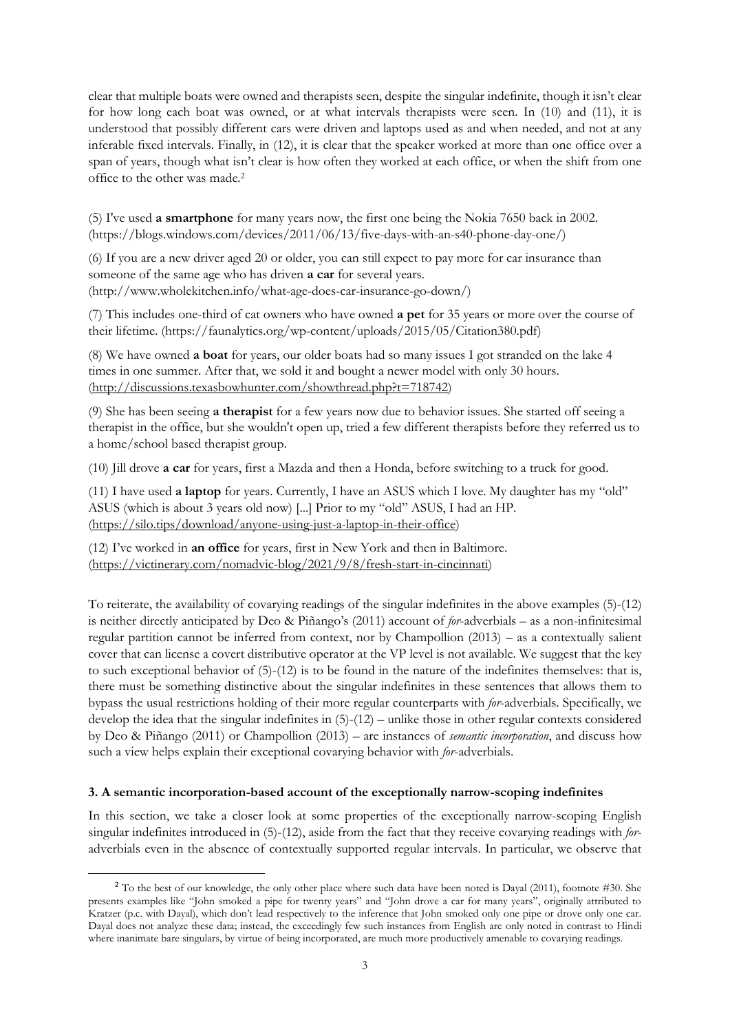clear that multiple boats were owned and therapists seen, despite the singular indefinite, though it isn't clear for how long each boat was owned, or at what intervals therapists were seen. In (10) and (11), it is understood that possibly different cars were driven and laptops used as and when needed, and not at any inferable fixed intervals. Finally, in (12), it is clear that the speaker worked at more than one office over a span of years, though what isn't clear is how often they worked at each office, or when the shift from one office to the other was made.[2]

(5) I've used **a smartphone** for many years now, the first one being the Nokia 7650 back in 2002. (https://blogs.windows.com/devices/2011/06/13/five-days-with-an-s40-phone-day-one/)

(6) If you are a new driver aged 20 or older, you can still expect to pay more for car insurance than someone of the same age who has driven **a car** for several years. (http://www.wholekitchen.info/what-age-does-car-insurance-go-down/)

(7) This includes one-third of cat owners who have owned **a pet** for 35 years or more over the course of their lifetime. (https://faunalytics.org/wp-content/uploads/2015/05/Citation380.pdf)

(8) We have owned **a boat** for years, our older boats had so many issues I got stranded on the lake 4 times in one summer. After that, we sold it and bought a newer model with only 30 hours. (http://discussions.texasbowhunter.com/showthread.php?t=718742)

(9) She has been seeing **a therapist** for a few years now due to behavior issues. She started off seeing a therapist in the office, but she wouldn't open up, tried a few different therapists before they referred us to a home/school based therapist group.

(10) Jill drove **a car** for years, first a Mazda and then a Honda, before switching to a truck for good.

(11) I have used **a laptop** for years. Currently, I have an ASUS which I love. My daughter has my "old" ASUS (which is about 3 years old now) [...] Prior to my "old" ASUS, I had an HP. (https://silo.tips/download/anyone-using-just-a-laptop-in-their-office)

(12) I've worked in **an office** for years, first in New York and then in Baltimore. (https://victinerary.com/nomadvic-blog/2021/9/8/fresh-start-in-cincinnati)

To reiterate, the availability of covarying readings of the singular indefinites in the above examples (5)-(12) is neither directly anticipated by Deo & Piñango's (2011) account of *for*-adverbials – as a non-infinitesimal regular partition cannot be inferred from context, nor by Champollion (2013) – as a contextually salient cover that can license a covert distributive operator at the VP level is not available. We suggest that the key to such exceptional behavior of (5)-(12) is to be found in the nature of the indefinites themselves: that is, there must be something distinctive about the singular indefinites in these sentences that allows them to bypass the usual restrictions holding of their more regular counterparts with *for*-adverbials. Specifically, we develop the idea that the singular indefinites in (5)-(12) – unlike those in other regular contexts considered by Deo & Piñango (2011) or Champollion (2013) – are instances of *semantic incorporation*, and discuss how such a view helps explain their exceptional covarying behavior with *for*-adverbials.

## 3. A semantic incorporation-based account of the exceptionally narrow-scoping indefinites

In this section, we take a closer look at some properties of the exceptionally narrow-scoping English singular indefinites introduced in (5)-(12), aside from the fact that they receive covarying readings with *for*-adverbials even in the absence of contextually supported regular intervals. In particular, we observe that

[2] To the best of our knowledge, the only other place where such data have been noted is Dayal (2011), footnote #30. She presents examples like "John smoked a pipe for twenty years" and "John drove a car for many years", originally attributed to Kratzer (p.c. with Dayal), which don't lead respectively to the inference that John smoked only one pipe or drove only one car. Dayal does not analyze these data; instead, the exceedingly few such instances from English are only noted in contrast to Hindi where inanimate bare singulars, by virtue of being incorporated, are much more productively amenable to covarying readings.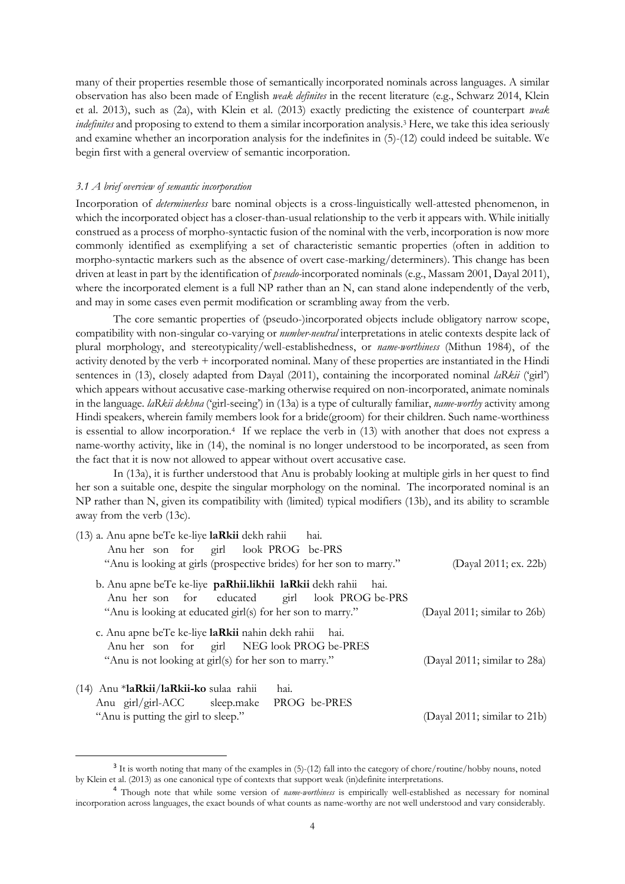many of their properties resemble those of semantically incorporated nominals across languages. A similar observation has also been made of English *weak definites* in the recent literature (e.g., Schwarz 2014, Klein et al. 2013), such as (2a), with Klein et al. (2013) exactly predicting the existence of counterpart *weak indefinites* and proposing to extend to them a similar incorporation analysis.[3] Here, we take this idea seriously and examine whether an incorporation analysis for the indefinites in (5)-(12) could indeed be suitable. We begin first with a general overview of semantic incorporation.

### *3.1 A brief overview of semantic incorporation*

Incorporation of *determinerless* bare nominal objects is a cross-linguistically well-attested phenomenon, in which the incorporated object has a closer-than-usual relationship to the verb it appears with. While initially construed as a process of morpho-syntactic fusion of the nominal with the verb, incorporation is now more commonly identified as exemplifying a set of characteristic semantic properties (often in addition to morpho-syntactic markers such as the absence of overt case-marking/determiners). This change has been driven at least in part by the identification of *pseudo*-incorporated nominals (e.g., Massam 2001, Dayal 2011), where the incorporated element is a full NP rather than an N, can stand alone independently of the verb, and may in some cases even permit modification or scrambling away from the verb.

The core semantic properties of (pseudo-)incorporated objects include obligatory narrow scope, compatibility with non-singular co-varying or *number-neutral* interpretations in atelic contexts despite lack of plural morphology, and stereotypicality/well-establishedness, or *name-worthiness* (Mithun 1984), of the activity denoted by the verb + incorporated nominal. Many of these properties are instantiated in the Hindi sentences in (13), closely adapted from Dayal (2011), containing the incorporated nominal *laRkii* ('girl') which appears without accusative case-marking otherwise required on non-incorporated, animate nominals in the language. *laRkii dekhna* ('girl-seeing') in (13a) is a type of culturally familiar, *name-worthy* activity among Hindi speakers, wherein family members look for a bride(groom) for their children. Such name-worthiness is essential to allow incorporation.[4] If we replace the verb in (13) with another that does not express a name-worthy activity, like in (14), the nominal is no longer understood to be incorporated, as seen from the fact that it is now not allowed to appear without overt accusative case.

In (13a), it is further understood that Anu is probably looking at multiple girls in her quest to find her son a suitable one, despite the singular morphology on the nominal. The incorporated nominal is an NP rather than N, given its compatibility with (limited) typical modifiers (13b), and its ability to scramble away from the verb (13c).

(13) a. Anu apne beTe ke-liye **laRkii** dekh rahii hai.
Anu her son for girl look PROG be-PRS
"Anu is looking at girls (prospective brides) for her son to marry." (Dayal 2011; ex. 22b)

b. Anu apne beTe ke-liye **paRhii.likhii laRkii** dekh rahii hai.
Anu her son for educated girl look PROG be-PRS
"Anu is looking at educated girl(s) for her son to marry." (Dayal 2011; similar to 26b)

c. Anu apne beTe ke-liye **laRkii** nahin dekh rahii hai.
Anu her son for girl NEG look PROG be-PRES
"Anu is not looking at girl(s) for her son to marry." (Dayal 2011; similar to 28a)

(14) Anu ***laRkii**/**laRkii-ko** sulaa rahii hai.
Anu girl/girl-ACC sleep.make PROG be-PRES
"Anu is putting the girl to sleep." (Dayal 2011; similar to 21b)

---

[3] It is worth noting that many of the examples in (5)-(12) fall into the category of chore/routine/hobby nouns, noted by Klein et al. (2013) as one canonical type of contexts that support weak (in)definite interpretations.

[4] Though note that while some version of *name-worthiness* is empirically well-established as necessary for nominal incorporation across languages, the exact bounds of what counts as name-worthy are not well understood and vary considerably.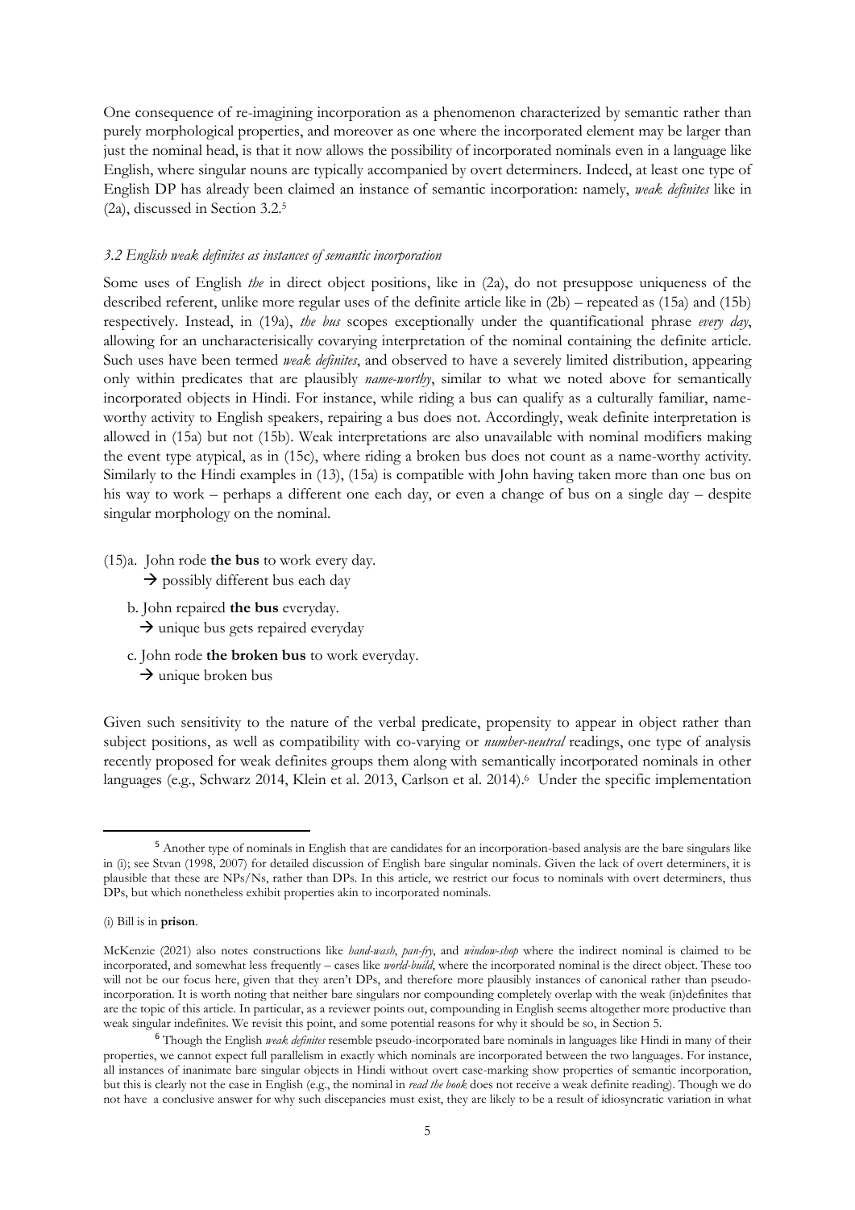One consequence of re-imagining incorporation as a phenomenon characterized by semantic rather than purely morphological properties, and moreover as one where the incorporated element may be larger than just the nominal head, is that it now allows the possibility of incorporated nominals even in a language like English, where singular nouns are typically accompanied by overt determiners. Indeed, at least one type of English DP has already been claimed an instance of semantic incorporation: namely, *weak definites* like in (2a), discussed in Section 3.2.[5]

### *3.2 English weak definites as instances of semantic incorporation*

Some uses of English *the* in direct object positions, like in (2a), do not presuppose uniqueness of the described referent, unlike more regular uses of the definite article like in (2b) – repeated as (15a) and (15b) respectively. Instead, in (19a), *the bus* scopes exceptionally under the quantificational phrase *every day*, allowing for an uncharacterisically covarying interpretation of the nominal containing the definite article. Such uses have been termed *weak definites*, and observed to have a severely limited distribution, appearing only within predicates that are plausibly *name-worthy*, similar to what we noted above for semantically incorporated objects in Hindi. For instance, while riding a bus can qualify as a culturally familiar, name-worthy activity to English speakers, repairing a bus does not. Accordingly, weak definite interpretation is allowed in (15a) but not (15b). Weak interpretations are also unavailable with nominal modifiers making the event type atypical, as in (15c), where riding a broken bus does not count as a name-worthy activity. Similarly to the Hindi examples in (13), (15a) is compatible with John having taken more than one bus on his way to work – perhaps a different one each day, or even a change of bus on a single day – despite singular morphology on the nominal.

(15)a. John rode **the bus** to work every day.
 → possibly different bus each day

b. John repaired **the bus** everyday.
 → unique bus gets repaired everyday

c. John rode **the broken bus** to work everyday.
 → unique broken bus

Given such sensitivity to the nature of the verbal predicate, propensity to appear in object rather than subject positions, as well as compatibility with co-varying or *number-neutral* readings, one type of analysis recently proposed for weak definites groups them along with semantically incorporated nominals in other languages (e.g., Schwarz 2014, Klein et al. 2013, Carlson et al. 2014).[6] Under the specific implementation

---

[5] Another type of nominals in English that are candidates for an incorporation-based analysis are the bare singulars like in (i); see Stvan (1998, 2007) for detailed discussion of English bare singular nominals. Given the lack of overt determiners, it is plausible that these are NPs/Ns, rather than DPs. In this article, we restrict our focus to nominals with overt determiners, thus DPs, but which nonetheless exhibit properties akin to incorporated nominals.

(i) Bill is in **prison**.

McKenzie (2021) also notes constructions like *hand-wash*, *pan-fry*, and *window-shop* where the indirect nominal is claimed to be incorporated, and somewhat less frequently – cases like *world-build*, where the incorporated nominal is the direct object. These too will not be our focus here, given that they aren't DPs, and therefore more plausibly instances of canonical rather than pseudo-incorporation. It is worth noting that neither bare singulars nor compounding completely overlap with the weak (in)definites that are the topic of this article. In particular, as a reviewer points out, compounding in English seems altogether more productive than weak singular indefinites. We revisit this point, and some potential reasons for why it should be so, in Section 5.

[6] Though the English *weak definites* resemble pseudo-incorporated bare nominals in languages like Hindi in many of their properties, we cannot expect full parallelism in exactly which nominals are incorporated between the two languages. For instance, all instances of inanimate bare singular objects in Hindi without overt case-marking show properties of semantic incorporation, but this is clearly not the case in English (e.g., the nominal in *read the book* does not receive a weak definite reading). Though we do not have a conclusive answer for why such discepancies must exist, they are likely to be a result of idiosyncratic variation in what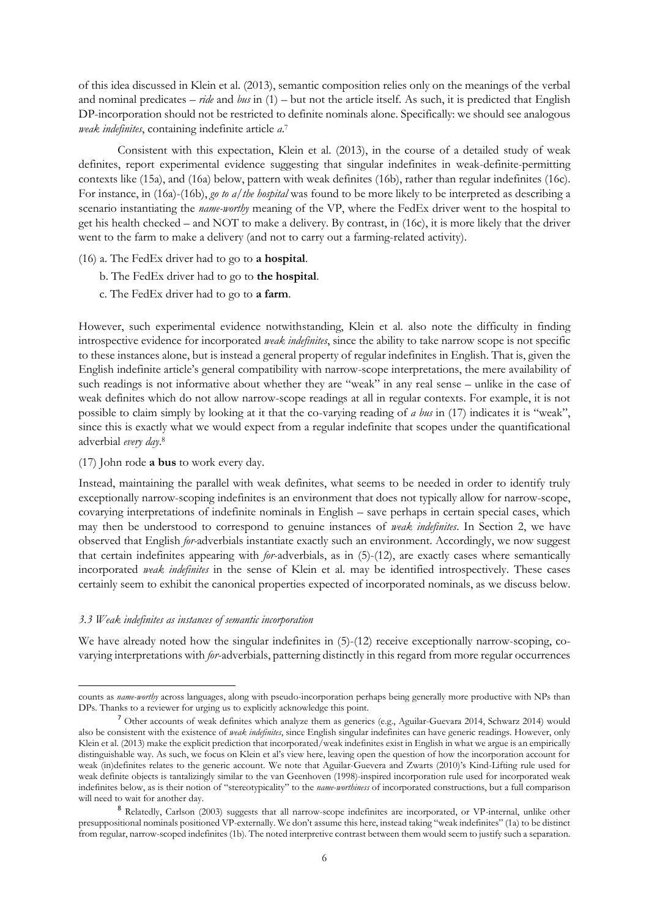of this idea discussed in Klein et al. (2013), semantic composition relies only on the meanings of the verbal and nominal predicates – *ride* and *bus* in (1) – but not the article itself. As such, it is predicted that English DP-incorporation should not be restricted to definite nominals alone. Specifically: we should see analogous *weak indefinites*, containing indefinite article *a*.[7]

Consistent with this expectation, Klein et al. (2013), in the course of a detailed study of weak definites, report experimental evidence suggesting that singular indefinites in weak-definite-permitting contexts like (15a), and (16a) below, pattern with weak definites (16b), rather than regular indefinites (16c). For instance, in (16a)-(16b), *go to a/the hospital* was found to be more likely to be interpreted as describing a scenario instantiating the *name-worthy* meaning of the VP, where the FedEx driver went to the hospital to get his health checked – and NOT to make a delivery. By contrast, in (16c), it is more likely that the driver went to the farm to make a delivery (and not to carry out a farming-related activity).

(16) a. The FedEx driver had to go to **a hospital**.

b. The FedEx driver had to go to **the hospital**.

c. The FedEx driver had to go to **a farm**.

However, such experimental evidence notwithstanding, Klein et al. also note the difficulty in finding introspective evidence for incorporated *weak indefinites*, since the ability to take narrow scope is not specific to these instances alone, but is instead a general property of regular indefinites in English. That is, given the English indefinite article's general compatibility with narrow-scope interpretations, the mere availability of such readings is not informative about whether they are "weak" in any real sense – unlike in the case of weak definites which do not allow narrow-scope readings at all in regular contexts. For example, it is not possible to claim simply by looking at it that the co-varying reading of *a bus* in (17) indicates it is "weak", since this is exactly what we would expect from a regular indefinite that scopes under the quantificational adverbial *every day*.[8]

(17) John rode **a bus** to work every day.

Instead, maintaining the parallel with weak definites, what seems to be needed in order to identify truly exceptionally narrow-scoping indefinites is an environment that does not typically allow for narrow-scope, covarying interpretations of indefinite nominals in English – save perhaps in certain special cases, which may then be understood to correspond to genuine instances of *weak indefinites*. In Section 2, we have observed that English *for*-adverbials instantiate exactly such an environment. Accordingly, we now suggest that certain indefinites appearing with *for*-adverbials, as in (5)-(12), are exactly cases where semantically incorporated *weak indefinites* in the sense of Klein et al. may be identified introspectively. These cases certainly seem to exhibit the canonical properties expected of incorporated nominals, as we discuss below.

### *3.3 Weak indefinites as instances of semantic incorporation*

We have already noted how the singular indefinites in (5)-(12) receive exceptionally narrow-scoping, co-varying interpretations with *for*-adverbials, patterning distinctly in this regard from more regular occurrences

---

counts as *name-worthy* across languages, along with pseudo-incorporation perhaps being generally more productive with NPs than DPs. Thanks to a reviewer for urging us to explicitly acknowledge this point.

[7] Other accounts of weak definites which analyze them as generics (e.g., Aguilar-Guevara 2014, Schwarz 2014) would also be consistent with the existence of *weak indefinites*, since English singular indefinites can have generic readings. However, only Klein et al. (2013) make the explicit prediction that incorporated/weak indefinites exist in English in what we argue is an empirically distinguishable way. As such, we focus on Klein et al's view here, leaving open the question of how the incorporation account for weak (in)definites relates to the generic account. We note that Aguilar-Guevera and Zwarts (2010)'s Kind-Lifting rule used for weak definite objects is tantalizingly similar to the van Geenhoven (1998)-inspired incorporation rule used for incorporated weak indefinites below, as is their notion of "stereotypicality" to the *name-worthiness* of incorporated constructions, but a full comparison will need to wait for another day.

[8] Relatedly, Carlson (2003) suggests that all narrow-scope indefinites are incorporated, or VP-internal, unlike other presuppositional nominals positioned VP-externally. We don't assume this here, instead taking "weak indefinites" (1a) to be distinct from regular, narrow-scoped indefinites (1b). The noted interpretive contrast between them would seem to justify such a separation.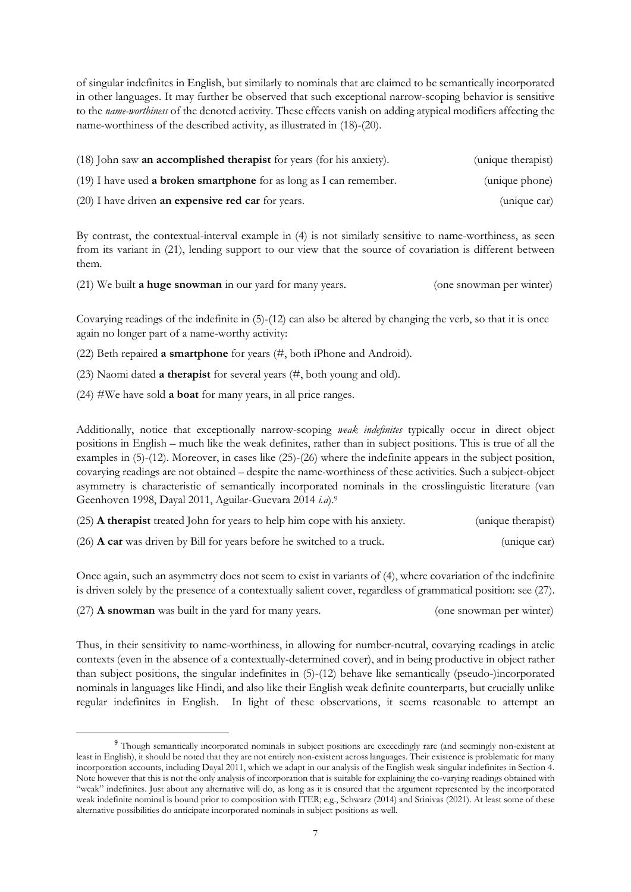of singular indefinites in English, but similarly to nominals that are claimed to be semantically incorporated in other languages. It may further be observed that such exceptional narrow-scoping behavior is sensitive to the *name-worthiness* of the denoted activity. These effects vanish on adding atypical modifiers affecting the name-worthiness of the described activity, as illustrated in (18)-(20).

(18) John saw **an accomplished therapist** for years (for his anxiety). (unique therapist)

(19) I have used **a broken smartphone** for as long as I can remember. (unique phone)

(20) I have driven **an expensive red car** for years. (unique car)

By contrast, the contextual-interval example in (4) is not similarly sensitive to name-worthiness, as seen from its variant in (21), lending support to our view that the source of covariation is different between them.

(21) We built **a huge snowman** in our yard for many years. (one snowman per winter)

Covarying readings of the indefinite in (5)-(12) can also be altered by changing the verb, so that it is once again no longer part of a name-worthy activity:

(22) Beth repaired **a smartphone** for years (#, both iPhone and Android).

(23) Naomi dated **a therapist** for several years (#, both young and old).

(24) #We have sold **a boat** for many years, in all price ranges.

Additionally, notice that exceptionally narrow-scoping *weak indefinites* typically occur in direct object positions in English – much like the weak definites, rather than in subject positions. This is true of all the examples in (5)-(12). Moreover, in cases like (25)-(26) where the indefinite appears in the subject position, covarying readings are not obtained – despite the name-worthiness of these activities. Such a subject-object asymmetry is characteristic of semantically incorporated nominals in the crosslinguistic literature (van Geenhoven 1998, Dayal 2011, Aguilar-Guevara 2014 *i.a*).[9]

(25) **A therapist** treated John for years to help him cope with his anxiety. (unique therapist)

(26) **A car** was driven by Bill for years before he switched to a truck. (unique car)

Once again, such an asymmetry does not seem to exist in variants of (4), where covariation of the indefinite is driven solely by the presence of a contextually salient cover, regardless of grammatical position: see (27).

(27) **A snowman** was built in the yard for many years. (one snowman per winter)

Thus, in their sensitivity to name-worthiness, in allowing for number-neutral, covarying readings in atelic contexts (even in the absence of a contextually-determined cover), and in being productive in object rather than subject positions, the singular indefinites in (5)-(12) behave like semantically (pseudo-)incorporated nominals in languages like Hindi, and also like their English weak definite counterparts, but crucially unlike regular indefinites in English. In light of these observations, it seems reasonable to attempt an

[9] Though semantically incorporated nominals in subject positions are exceedingly rare (and seemingly non-existent at least in English), it should be noted that they are not entirely non-existent across languages. Their existence is problematic for many incorporation accounts, including Dayal 2011, which we adapt in our analysis of the English weak singular indefinites in Section 4. Note however that this is not the only analysis of incorporation that is suitable for explaining the co-varying readings obtained with "weak" indefinites. Just about any alternative will do, as long as it is ensured that the argument represented by the incorporated weak indefinite nominal is bound prior to composition with ITER; e.g., Schwarz (2014) and Srinivas (2021). At least some of these alternative possibilities do anticipate incorporated nominals in subject positions as well.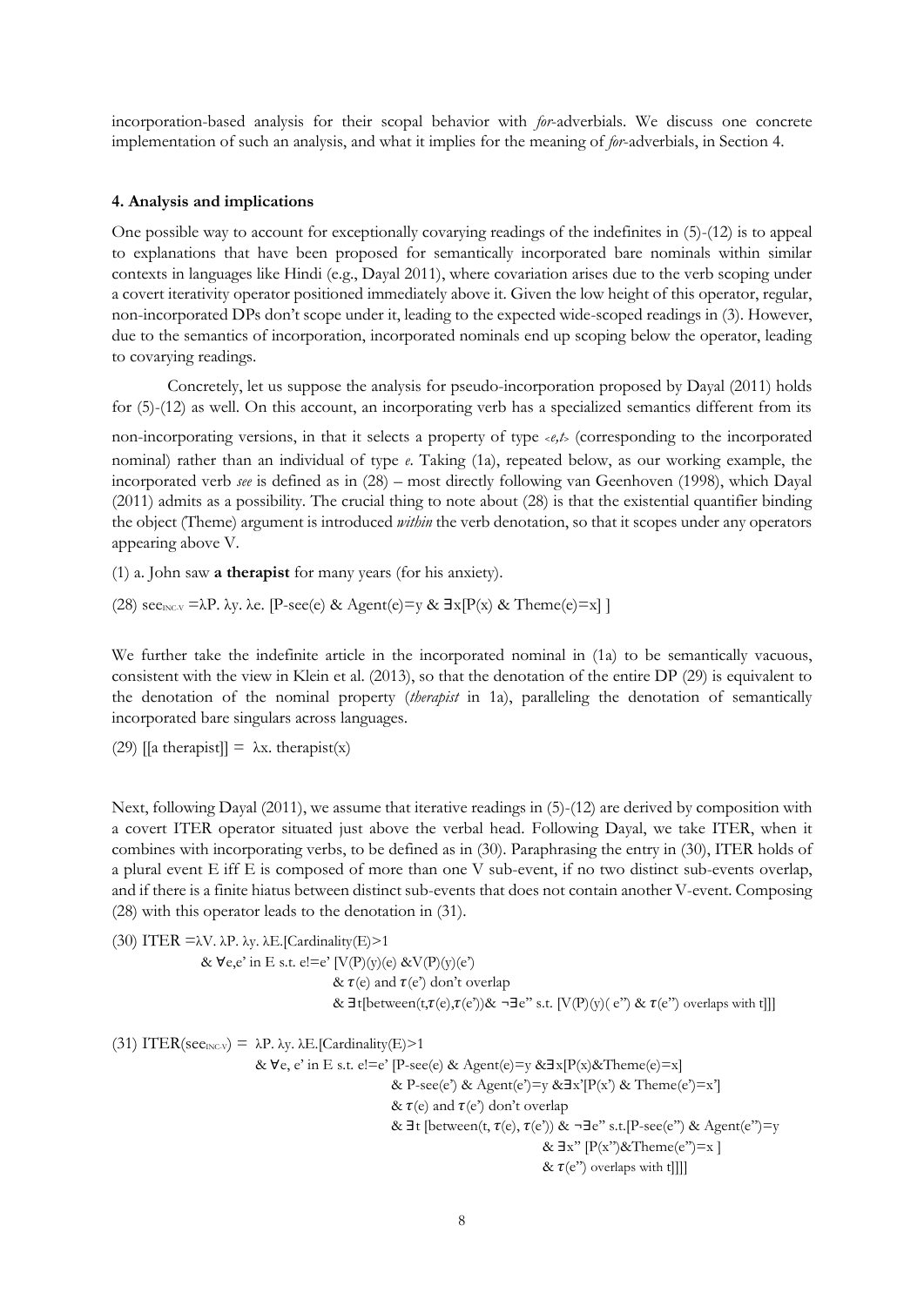incorporation-based analysis for their scopal behavior with *for*-adverbials. We discuss one concrete implementation of such an analysis, and what it implies for the meaning of *for*-adverbials, in Section 4.

## 4. Analysis and implications

One possible way to account for exceptionally covarying readings of the indefinites in (5)-(12) is to appeal to explanations that have been proposed for semantically incorporated bare nominals within similar contexts in languages like Hindi (e.g., Dayal 2011), where covariation arises due to the verb scoping under a covert iterativity operator positioned immediately above it. Given the low height of this operator, regular, non-incorporated DPs don't scope under it, leading to the expected wide-scoped readings in (3). However, due to the semantics of incorporation, incorporated nominals end up scoping below the operator, leading to covarying readings.

Concretely, let us suppose the analysis for pseudo-incorporation proposed by Dayal (2011) holds for (5)-(12) as well. On this account, an incorporating verb has a specialized semantics different from its non-incorporating versions, in that it selects a property of type *<e,t>* (corresponding to the incorporated nominal) rather than an individual of type *e*. Taking (1a), repeated below, as our working example, the incorporated verb *see* is defined as in (28) – most directly following van Geenhoven (1998), which Dayal (2011) admits as a possibility. The crucial thing to note about (28) is that the existential quantifier binding the object (Theme) argument is introduced *within* the verb denotation, so that it scopes under any operators appearing above V.

(1) a. John saw **a therapist** for many years (for his anxiety).

(28) $\text{see}_{\text{INC-V}} = \lambda P.\ \lambda y.\ \lambda e.\ [\text{P-see}(e)\ \&\ \text{Agent}(e)=y\ \&\ \exists x[P(x)\ \&\ \text{Theme}(e)=x]\ ]$

We further take the indefinite article in the incorporated nominal in (1a) to be semantically vacuous, consistent with the view in Klein et al. (2013), so that the denotation of the entire DP (29) is equivalent to the denotation of the nominal property (*therapist* in 1a), paralleling the denotation of semantically incorporated bare singulars across languages.

(29) $[[\text{a therapist}]] = \lambda x.\ \text{therapist}(x)$

Next, following Dayal (2011), we assume that iterative readings in (5)-(12) are derived by composition with a covert ITER operator situated just above the verbal head. Following Dayal, we take ITER, when it combines with incorporating verbs, to be defined as in (30). Paraphrasing the entry in (30), ITER holds of a plural event E iff E is composed of more than one V sub-event, if no two distinct sub-events overlap, and if there is a finite hiatus between distinct sub-events that does not contain another V-event. Composing (28) with this operator leads to the denotation in (31).

(30)
$$
\begin{aligned}
\text{ITER} = \lambda V.\ \lambda P.\ \lambda y.\ \lambda E.[&\text{Cardinality}(E)>1 \\
&\&\ \forall e,e' \text{ in } E \text{ s.t. } e{!=}e'\ [V(P)(y)(e)\ \&\ V(P)(y)(e') \\
&\qquad \&\ \tau(e) \text{ and } \tau(e') \text{ don't overlap} \\
&\qquad \&\ \exists t[\text{between}(t,\tau(e),\tau(e'))\ \&\ \neg\exists e'' \text{ s.t. } [V(P)(y)(e'')\ \&\ \tau(e'') \text{ overlaps with } t]]]
\end{aligned}
$$

(31)
$$
\begin{aligned}
\text{ITER}(\text{see}_{\text{INC-V}}) = \lambda P.\ \lambda y.\ \lambda E.[&\text{Cardinality}(E)>1 \\
&\&\ \forall e, e' \text{ in } E \text{ s.t. } e{!=}e'\ [\text{P-see}(e)\ \&\ \text{Agent}(e)=y\ \&\ \exists x[P(x)\ \&\ \text{Theme}(e)=x] \\
&\qquad \&\ \text{P-see}(e')\ \&\ \text{Agent}(e')=y\ \&\ \exists x'[P(x')\ \&\ \text{Theme}(e')=x'] \\
&\qquad \&\ \tau(e) \text{ and } \tau(e') \text{ don't overlap} \\
&\qquad \&\ \exists t\ [\text{between}(t, \tau(e), \tau(e'))\ \&\ \neg\exists e'' \text{ s.t.}[\text{P-see}(e'')\ \&\ \text{Agent}(e'')=y \\
&\qquad\qquad \&\ \exists x''\ [P(x'')\ \&\ \text{Theme}(e'')=x\ ] \\
&\qquad\qquad \&\ \tau(e'') \text{ overlaps with } t]]]]
\end{aligned}
$$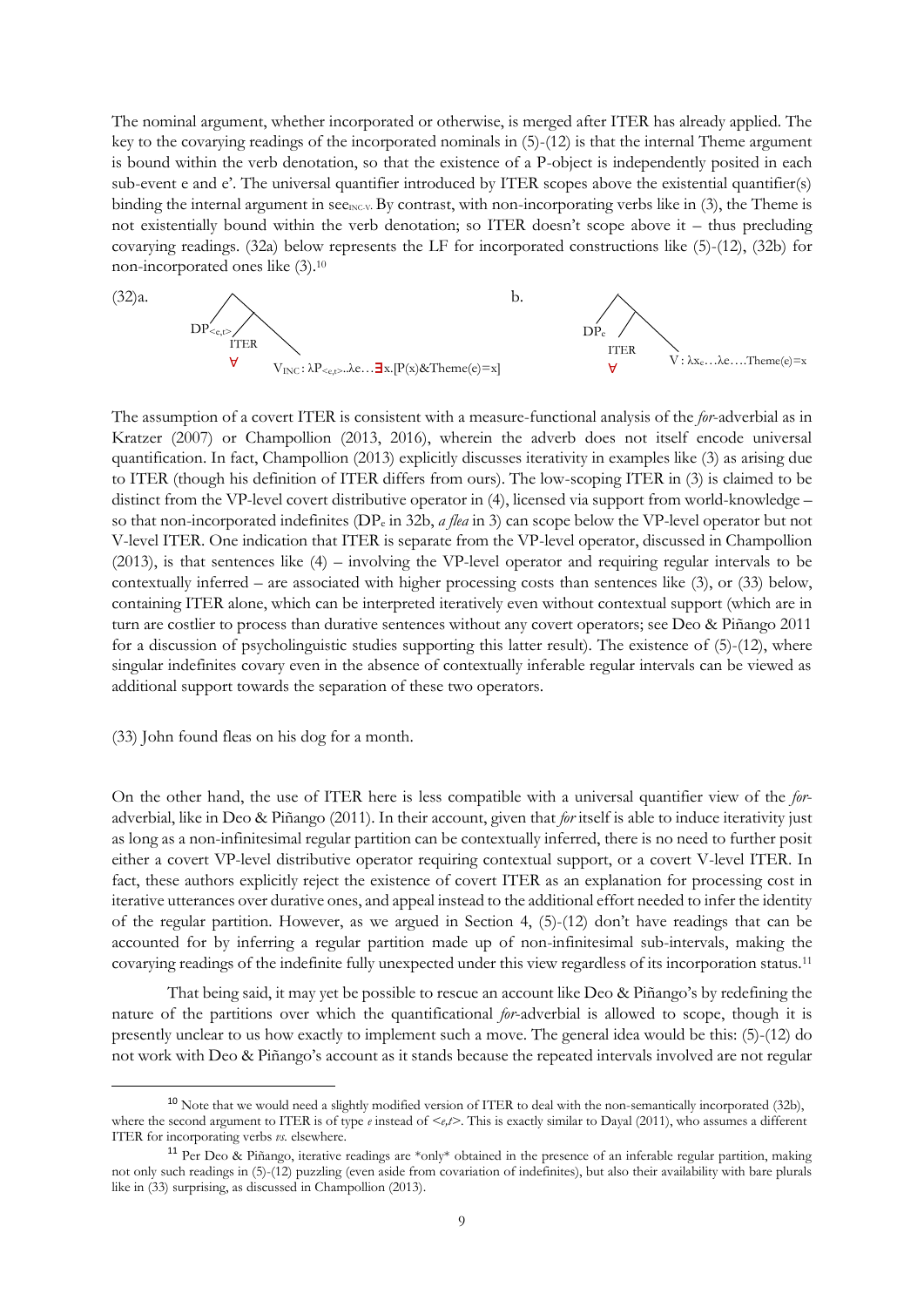The nominal argument, whether incorporated or otherwise, is merged after ITER has already applied. The key to the covarying readings of the incorporated nominals in (5)-(12) is that the internal Theme argument is bound within the verb denotation, so that the existence of a P-object is independently posited in each sub-event e and e'. The universal quantifier introduced by ITER scopes above the existential quantifier(s) binding the internal argument in see$_{INC-V}$. By contrast, with non-incorporating verbs like in (3), the Theme is not existentially bound within the verb denotation; so ITER doesn't scope above it – thus precluding covarying readings. (32a) below represents the LF for incorporated constructions like (5)-(12), (32b) for non-incorporated ones like (3).[10]

(32)a. [ $DP_{<e,t>}$ [ ITER ($\forall$) $V_{INC}$ : $\lambda P_{<e,t>}..\lambda e\ldots\exists x.[P(x)\&Theme(e)=x]$ ] ]

b. [ $DP_e$ [ ITER ($\forall$) V : $\lambda x_e\ldots\lambda e\ldots.Theme(e)=x$ ] ]

The assumption of a covert ITER is consistent with a measure-functional analysis of the *for*-adverbial as in Kratzer (2007) or Champollion (2013, 2016), wherein the adverb does not itself encode universal quantification. In fact, Champollion (2013) explicitly discusses iterativity in examples like (3) as arising due to ITER (though his definition of ITER differs from ours). The low-scoping ITER in (3) is claimed to be distinct from the VP-level covert distributive operator in (4), licensed via support from world-knowledge – so that non-incorporated indefinites ($DP_e$ in 32b, *a flea* in 3) can scope below the VP-level operator but not V-level ITER. One indication that ITER is separate from the VP-level operator, discussed in Champollion (2013), is that sentences like (4) – involving the VP-level operator and requiring regular intervals to be contextually inferred – are associated with higher processing costs than sentences like (3), or (33) below, containing ITER alone, which can be interpreted iteratively even without contextual support (which are in turn are costlier to process than durative sentences without any covert operators; see Deo & Piñango 2011 for a discussion of psycholinguistic studies supporting this latter result). The existence of (5)-(12), where singular indefinites covary even in the absence of contextually inferable regular intervals can be viewed as additional support towards the separation of these two operators.

(33) John found fleas on his dog for a month.

On the other hand, the use of ITER here is less compatible with a universal quantifier view of the *for*-adverbial, like in Deo & Piñango (2011). In their account, given that *for* itself is able to induce iterativity just as long as a non-infinitesimal regular partition can be contextually inferred, there is no need to further posit either a covert VP-level distributive operator requiring contextual support, or a covert V-level ITER. In fact, these authors explicitly reject the existence of covert ITER as an explanation for processing cost in iterative utterances over durative ones, and appeal instead to the additional effort needed to infer the identity of the regular partition. However, as we argued in Section 4, (5)-(12) don't have readings that can be accounted for by inferring a regular partition made up of non-infinitesimal sub-intervals, making the covarying readings of the indefinite fully unexpected under this view regardless of its incorporation status.[11]

That being said, it may yet be possible to rescue an account like Deo & Piñango's by redefining the nature of the partitions over which the quantificational *for*-adverbial is allowed to scope, though it is presently unclear to us how exactly to implement such a move. The general idea would be this: (5)-(12) do not work with Deo & Piñango's account as it stands because the repeated intervals involved are not regular

[10] Note that we would need a slightly modified version of ITER to deal with the non-semantically incorporated (32b), where the second argument to ITER is of type *e* instead of *<e,t>*. This is exactly similar to Dayal (2011), who assumes a different ITER for incorporating verbs *vs.* elsewhere.

[11] Per Deo & Piñango, iterative readings are *only* obtained in the presence of an inferable regular partition, making not only such readings in (5)-(12) puzzling (even aside from covariation of indefinites), but also their availability with bare plurals like in (33) surprising, as discussed in Champollion (2013).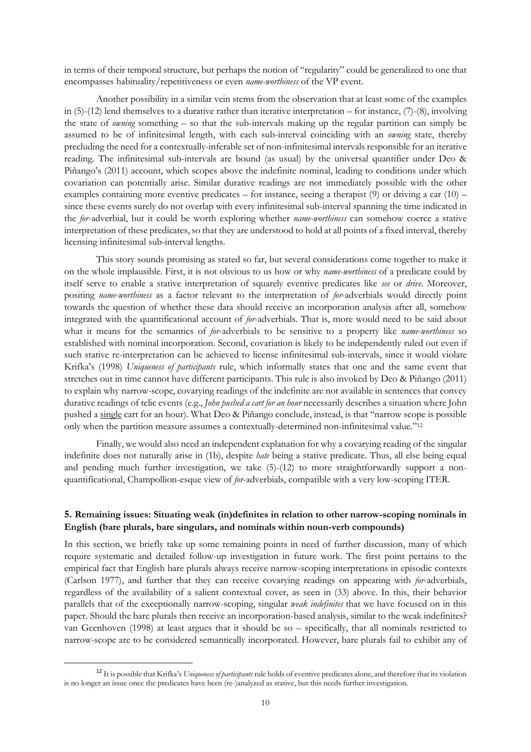in terms of their temporal structure, but perhaps the notion of "regularity" could be generalized to one that encompasses habituality/repetitiveness or even *name-worthiness* of the VP event.

Another possibility in a similar vein stems from the observation that at least some of the examples in (5)-(12) lend themselves to a durative rather than iterative interpretation – for instance, (7)-(8), involving the state of *owning* something – so that the sub-intervals making up the regular partition can simply be assumed to be of infinitesimal length, with each sub-interval coinciding with an *owning* state, thereby precluding the need for a contextually-inferable set of non-infinitesimal intervals responsible for an iterative reading. The infinitesimal sub-intervals are bound (as usual) by the universal quantifier under Deo & Piñango's (2011) account, which scopes above the indefinite nominal, leading to conditions under which covariation can potentially arise. Similar durative readings are not immediately possible with the other examples containing more eventive predicates – for instance, seeing a therapist (9) or driving a car (10) – since these events surely do not overlap with every infinitesimal sub-interval spanning the time indicated in the *for*-adverbial, but it could be worth exploring whether *name-worthiness* can somehow coerce a stative interpretation of these predicates, so that they are understood to hold at all points of a fixed interval, thereby licensing infinitesimal sub-interval lengths.

This story sounds promising as stated so far, but several considerations come together to make it on the whole implausible. First, it is not obvious to us how or why *name-worthiness* of a predicate could by itself serve to enable a stative interpretation of squarely eventive predicates like *see* or *drive*. Moreover, positing *name-worthiness* as a factor relevant to the interpretation of *for*-adverbials would directly point towards the question of whether these data should receive an incorporation analysis after all, somehow integrated with the quantificational account of *for*-adverbials. That is, more would need to be said about what it means for the semantics of *for*-adverbials to be sensitive to a property like *name-worthiness* so established with nominal incorporation. Second, covariation is likely to be independently ruled out even if such stative re-interpretation can be achieved to license infinitesimal sub-intervals, since it would violate Krifka's (1998) *Uniqueness of participants* rule, which informally states that one and the same event that stretches out in time cannot have different participants. This rule is also invoked by Deo & Piñango (2011) to explain why narrow-scope, covarying readings of the indefinite are not available in sentences that convey durative readings of telic events (e.g., *John pushed a cart for an hour* necessarily describes a situation where John pushed a <u>single</u> cart for an hour). What Deo & Piñango conclude, instead, is that "narrow scope is possible only when the partition measure assumes a contextually-determined non-infinitesimal value."[12]

Finally, we would also need an independent explanation for why a covarying reading of the singular indefinite does not naturally arise in (1b), despite *hate* being a stative predicate. Thus, all else being equal and pending much further investigation, we take (5)-(12) to more straightforwardly support a non-quantificational, Champollion-esque view of *for*-adverbials, compatible with a very low-scoping ITER.

## 5. Remaining issues: Situating weak (in)definites in relation to other narrow-scoping nominals in English (bare plurals, bare singulars, and nominals within noun-verb compounds)

In this section, we briefly take up some remaining points in need of further discussion, many of which require systematic and detailed follow-up investigation in future work. The first point pertains to the empirical fact that English bare plurals always receive narrow-scoping interpretations in episodic contexts (Carlson 1977), and further that they can receive covarying readings on appearing with *for*-adverbials, regardless of the availability of a salient contextual cover, as seen in (33) above. In this, their behavior parallels that of the exceptionally narrow-scoping, singular *weak indefinites* that we have focused on in this paper. Should the bare plurals then receive an incorporation-based analysis, similar to the weak indefinites? van Geenhoven (1998) at least argues that it should be so – specifically, that all nominals restricted to narrow-scope are to be considered semantically incorporated. However, bare plurals fail to exhibit any of

[12] It is possible that Krifka's *Uniqueness of participants* rule holds of eventive predicates alone, and therefore that its violation is no longer an issue once the predicates have been (re-)analyzed as stative, but this needs further investigation.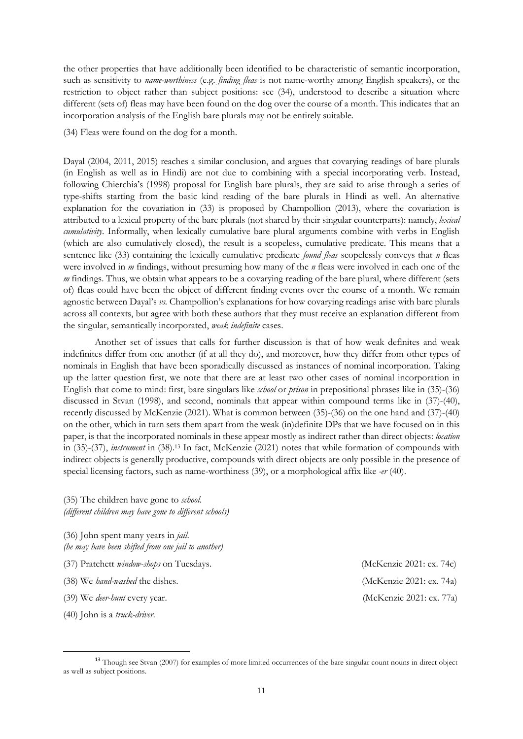the other properties that have additionally been identified to be characteristic of semantic incorporation, such as sensitivity to *name-worthiness* (e.g. *finding fleas* is not name-worthy among English speakers), or the restriction to object rather than subject positions: see (34), understood to describe a situation where different (sets of) fleas may have been found on the dog over the course of a month. This indicates that an incorporation analysis of the English bare plurals may not be entirely suitable.

(34) Fleas were found on the dog for a month.

Dayal (2004, 2011, 2015) reaches a similar conclusion, and argues that covarying readings of bare plurals (in English as well as in Hindi) are not due to combining with a special incorporating verb. Instead, following Chierchia's (1998) proposal for English bare plurals, they are said to arise through a series of type-shifts starting from the basic kind reading of the bare plurals in Hindi as well. An alternative explanation for the covariation in (33) is proposed by Champollion (2013), where the covariation is attributed to a lexical property of the bare plurals (not shared by their singular counterparts): namely, *lexical cumulativity*. Informally, when lexically cumulative bare plural arguments combine with verbs in English (which are also cumulatively closed), the result is a scopeless, cumulative predicate. This means that a sentence like (33) containing the lexically cumulative predicate *found fleas* scopelessly conveys that *n* fleas were involved in *m* findings, without presuming how many of the *n* fleas were involved in each one of the *m* findings. Thus, we obtain what appears to be a covarying reading of the bare plural, where different (sets of) fleas could have been the object of different finding events over the course of a month. We remain agnostic between Dayal's *vs.* Champollion's explanations for how covarying readings arise with bare plurals across all contexts, but agree with both these authors that they must receive an explanation different from the singular, semantically incorporated, *weak indefinite* cases.

Another set of issues that calls for further discussion is that of how weak definites and weak indefinites differ from one another (if at all they do), and moreover, how they differ from other types of nominals in English that have been sporadically discussed as instances of nominal incorporation. Taking up the latter question first, we note that there are at least two other cases of nominal incorporation in English that come to mind: first, bare singulars like *school* or *prison* in prepositional phrases like in (35)-(36) discussed in Stvan (1998), and second, nominals that appear within compound terms like in (37)-(40), recently discussed by McKenzie (2021). What is common between (35)-(36) on the one hand and (37)-(40) on the other, which in turn sets them apart from the weak (in)definite DPs that we have focused on in this paper, is that the incorporated nominals in these appear mostly as indirect rather than direct objects: *location* in (35)-(37), *instrument* in (38).[13] In fact, McKenzie (2021) notes that while formation of compounds with indirect objects is generally productive, compounds with direct objects are only possible in the presence of special licensing factors, such as name-worthiness (39), or a morphological affix like *-er* (40).

(35) The children have gone to *school*.
*(different children may have gone to different schools)*

(36) John spent many years in *jail*.
*(he may have been shifted from one jail to another)*

(37) Pratchett *window-shops* on Tuesdays. (McKenzie 2021: ex. 74c)

(38) We *hand-washed* the dishes. (McKenzie 2021: ex. 74a)

(39) We *deer-hunt* every year. (McKenzie 2021: ex. 77a)

(40) John is a *truck-driver*.

[13] Though see Stvan (2007) for examples of more limited occurrences of the bare singular count nouns in direct object as well as subject positions.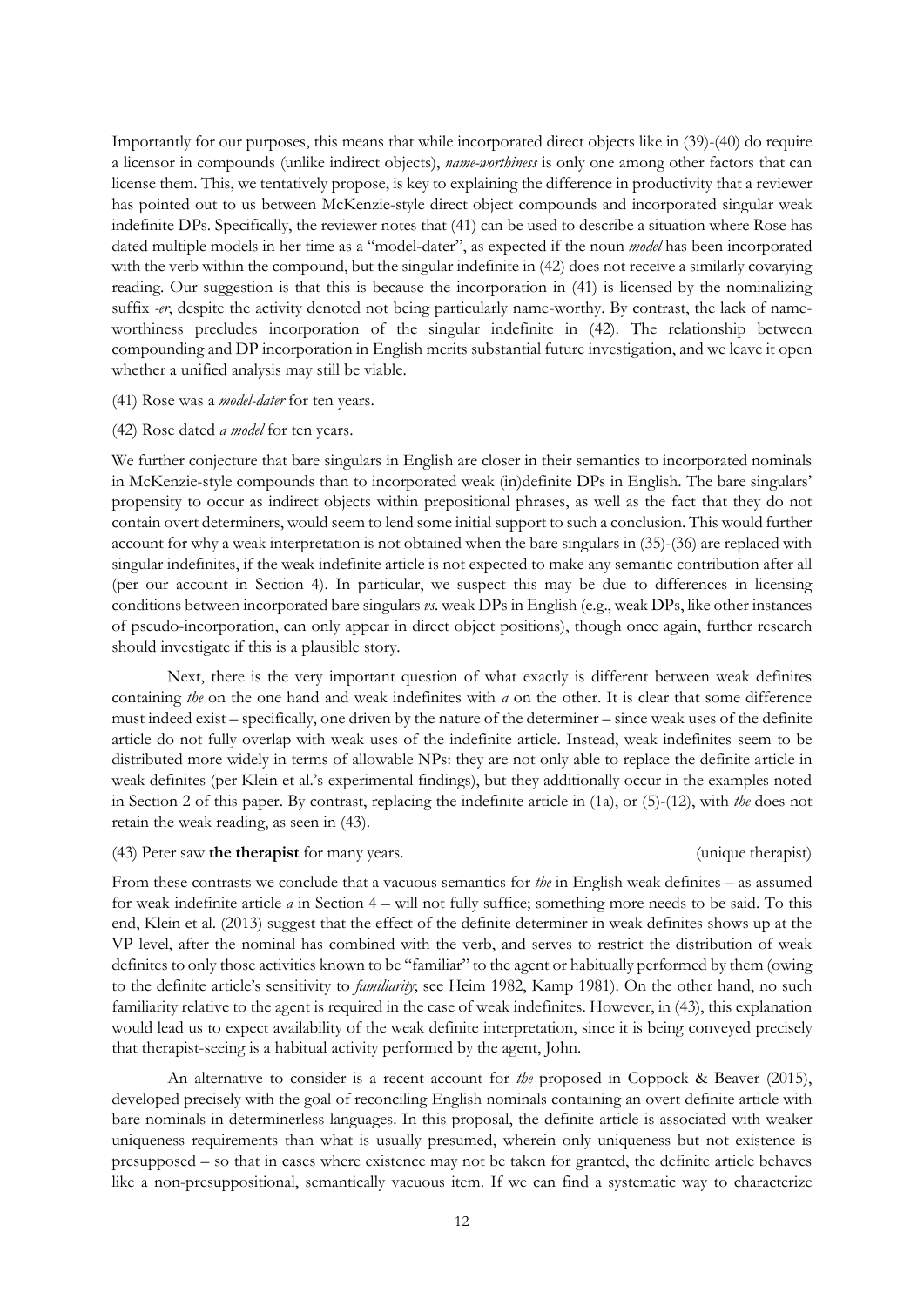Importantly for our purposes, this means that while incorporated direct objects like in (39)-(40) do require a licensor in compounds (unlike indirect objects), *name-worthiness* is only one among other factors that can license them. This, we tentatively propose, is key to explaining the difference in productivity that a reviewer has pointed out to us between McKenzie-style direct object compounds and incorporated singular weak indefinite DPs. Specifically, the reviewer notes that (41) can be used to describe a situation where Rose has dated multiple models in her time as a "model-dater", as expected if the noun *model* has been incorporated with the verb within the compound, but the singular indefinite in (42) does not receive a similarly covarying reading. Our suggestion is that this is because the incorporation in (41) is licensed by the nominalizing suffix *-er*, despite the activity denoted not being particularly name-worthy. By contrast, the lack of name-worthiness precludes incorporation of the singular indefinite in (42). The relationship between compounding and DP incorporation in English merits substantial future investigation, and we leave it open whether a unified analysis may still be viable.

(41) Rose was a *model-dater* for ten years.

(42) Rose dated *a model* for ten years.

We further conjecture that bare singulars in English are closer in their semantics to incorporated nominals in McKenzie-style compounds than to incorporated weak (in)definite DPs in English. The bare singulars' propensity to occur as indirect objects within prepositional phrases, as well as the fact that they do not contain overt determiners, would seem to lend some initial support to such a conclusion. This would further account for why a weak interpretation is not obtained when the bare singulars in (35)-(36) are replaced with singular indefinites, if the weak indefinite article is not expected to make any semantic contribution after all (per our account in Section 4). In particular, we suspect this may be due to differences in licensing conditions between incorporated bare singulars *vs.* weak DPs in English (e.g., weak DPs, like other instances of pseudo-incorporation, can only appear in direct object positions), though once again, further research should investigate if this is a plausible story.

Next, there is the very important question of what exactly is different between weak definites containing *the* on the one hand and weak indefinites with *a* on the other. It is clear that some difference must indeed exist – specifically, one driven by the nature of the determiner – since weak uses of the definite article do not fully overlap with weak uses of the indefinite article. Instead, weak indefinites seem to be distributed more widely in terms of allowable NPs: they are not only able to replace the definite article in weak definites (per Klein et al.'s experimental findings), but they additionally occur in the examples noted in Section 2 of this paper. By contrast, replacing the indefinite article in (1a), or (5)-(12), with *the* does not retain the weak reading, as seen in (43).

(43) Peter saw **the therapist** for many years. (unique therapist)

From these contrasts we conclude that a vacuous semantics for *the* in English weak definites – as assumed for weak indefinite article *a* in Section 4 – will not fully suffice; something more needs to be said. To this end, Klein et al. (2013) suggest that the effect of the definite determiner in weak definites shows up at the VP level, after the nominal has combined with the verb, and serves to restrict the distribution of weak definites to only those activities known to be "familiar" to the agent or habitually performed by them (owing to the definite article's sensitivity to *familiarity*; see Heim 1982, Kamp 1981). On the other hand, no such familiarity relative to the agent is required in the case of weak indefinites. However, in (43), this explanation would lead us to expect availability of the weak definite interpretation, since it is being conveyed precisely that therapist-seeing is a habitual activity performed by the agent, John.

An alternative to consider is a recent account for *the* proposed in Coppock & Beaver (2015), developed precisely with the goal of reconciling English nominals containing an overt definite article with bare nominals in determinerless languages. In this proposal, the definite article is associated with weaker uniqueness requirements than what is usually presumed, wherein only uniqueness but not existence is presupposed – so that in cases where existence may not be taken for granted, the definite article behaves like a non-presuppositional, semantically vacuous item. If we can find a systematic way to characterize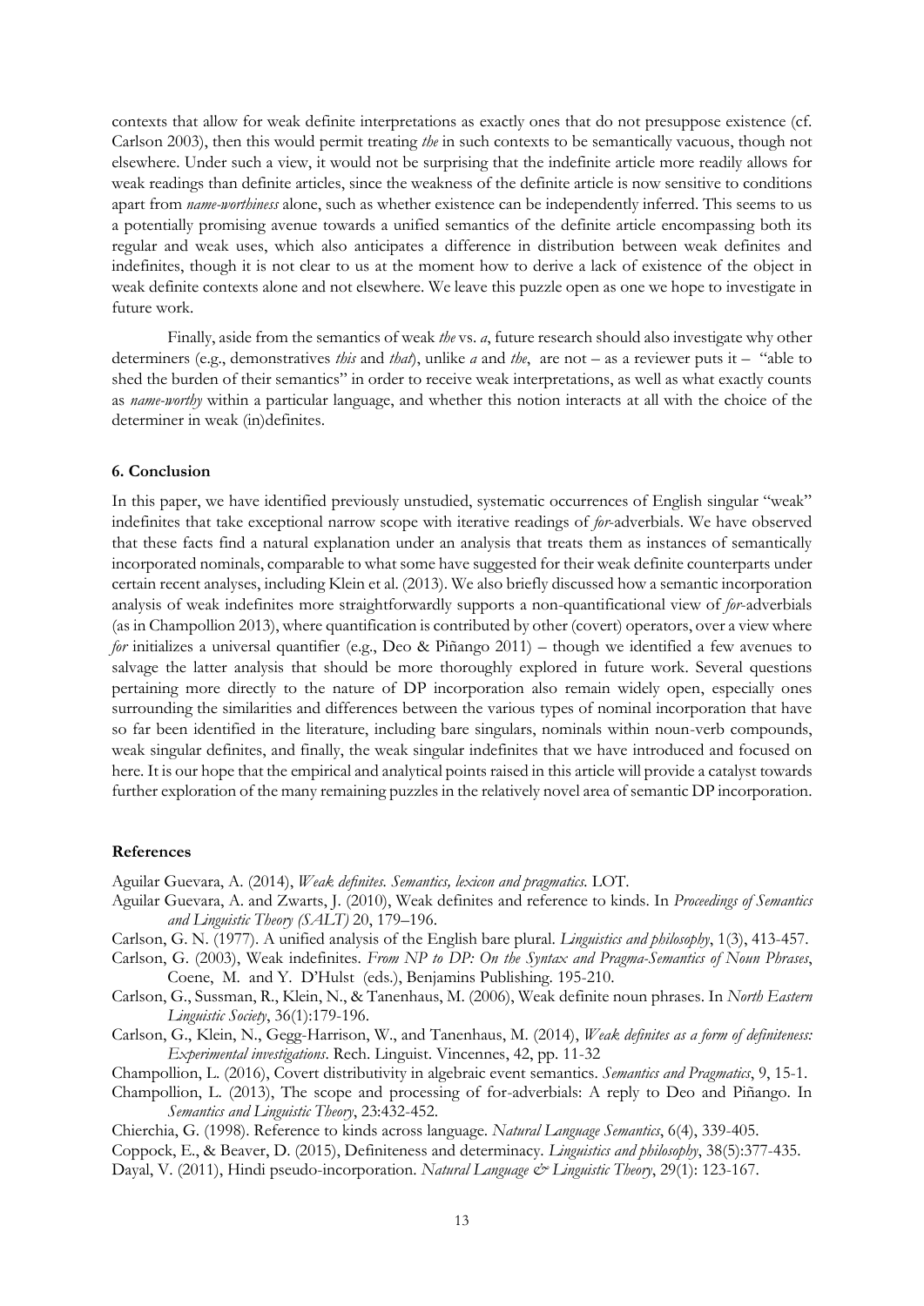contexts that allow for weak definite interpretations as exactly ones that do not presuppose existence (cf. Carlson 2003), then this would permit treating *the* in such contexts to be semantically vacuous, though not elsewhere. Under such a view, it would not be surprising that the indefinite article more readily allows for weak readings than definite articles, since the weakness of the definite article is now sensitive to conditions apart from *name-worthiness* alone, such as whether existence can be independently inferred. This seems to us a potentially promising avenue towards a unified semantics of the definite article encompassing both its regular and weak uses, which also anticipates a difference in distribution between weak definites and indefinites, though it is not clear to us at the moment how to derive a lack of existence of the object in weak definite contexts alone and not elsewhere. We leave this puzzle open as one we hope to investigate in future work.

Finally, aside from the semantics of weak *the* vs. *a*, future research should also investigate why other determiners (e.g., demonstratives *this* and *that*), unlike *a* and *the*, are not – as a reviewer puts it – "able to shed the burden of their semantics" in order to receive weak interpretations, as well as what exactly counts as *name-worthy* within a particular language, and whether this notion interacts at all with the choice of the determiner in weak (in)definites.

### 6. Conclusion

In this paper, we have identified previously unstudied, systematic occurrences of English singular "weak" indefinites that take exceptional narrow scope with iterative readings of *for*-adverbials. We have observed that these facts find a natural explanation under an analysis that treats them as instances of semantically incorporated nominals, comparable to what some have suggested for their weak definite counterparts under certain recent analyses, including Klein et al. (2013). We also briefly discussed how a semantic incorporation analysis of weak indefinites more straightforwardly supports a non-quantificational view of *for*-adverbials (as in Champollion 2013), where quantification is contributed by other (covert) operators, over a view where *for* initializes a universal quantifier (e.g., Deo & Piñango 2011) – though we identified a few avenues to salvage the latter analysis that should be more thoroughly explored in future work. Several questions pertaining more directly to the nature of DP incorporation also remain widely open, especially ones surrounding the similarities and differences between the various types of nominal incorporation that have so far been identified in the literature, including bare singulars, nominals within noun-verb compounds, weak singular definites, and finally, the weak singular indefinites that we have introduced and focused on here. It is our hope that the empirical and analytical points raised in this article will provide a catalyst towards further exploration of the many remaining puzzles in the relatively novel area of semantic DP incorporation.

### References

Aguilar Guevara, A. (2014), *Weak definites. Semantics, lexicon and pragmatics.* LOT.

Aguilar Guevara, A. and Zwarts, J. (2010), Weak definites and reference to kinds. In *Proceedings of Semantics and Linguistic Theory (SALT)* 20, 179–196.

Carlson, G. N. (1977). A unified analysis of the English bare plural. *Linguistics and philosophy*, 1(3), 413-457.

Carlson, G. (2003), Weak indefinites. *From NP to DP: On the Syntax and Pragma-Semantics of Noun Phrases*, Coene, M. and Y. D'Hulst (eds.), Benjamins Publishing. 195-210.

Carlson, G., Sussman, R., Klein, N., & Tanenhaus, M. (2006), Weak definite noun phrases. In *North Eastern Linguistic Society*, 36(1):179-196.

Carlson, G., Klein, N., Gegg-Harrison, W., and Tanenhaus, M. (2014), *Weak definites as a form of definiteness: Experimental investigations*. Rech. Linguist. Vincennes, 42, pp. 11-32

Champollion, L. (2016), Covert distributivity in algebraic event semantics. *Semantics and Pragmatics*, 9, 15-1.

Champollion, L. (2013), The scope and processing of for-adverbials: A reply to Deo and Piñango. In *Semantics and Linguistic Theory*, 23:432-452.

Chierchia, G. (1998). Reference to kinds across language. *Natural Language Semantics*, 6(4), 339-405.

Coppock, E., & Beaver, D. (2015), Definiteness and determinacy. *Linguistics and philosophy*, 38(5):377-435.

Dayal, V. (2011), Hindi pseudo-incorporation. *Natural Language & Linguistic Theory*, 29(1): 123-167.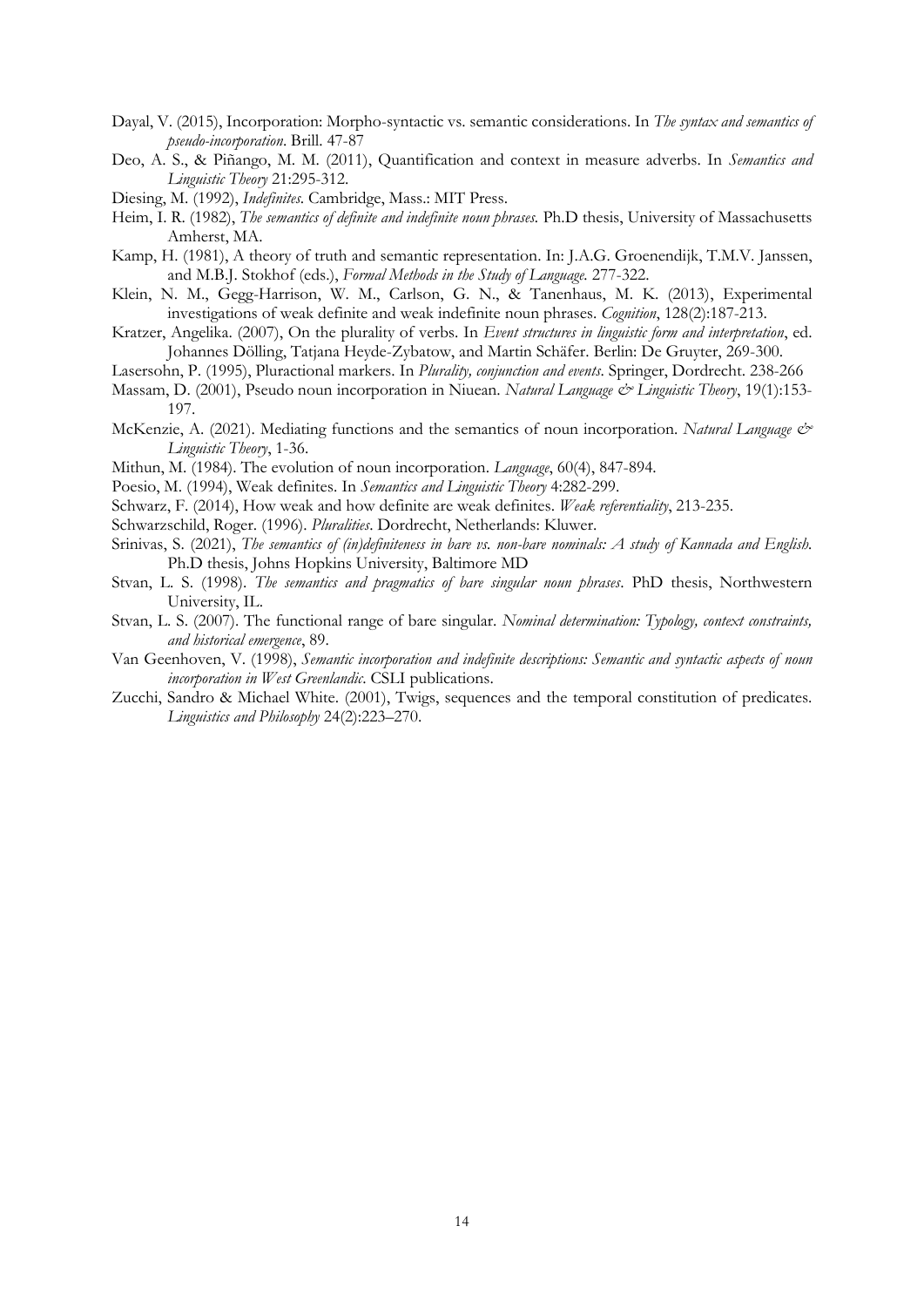Dayal, V. (2015), Incorporation: Morpho-syntactic vs. semantic considerations. In *The syntax and semantics of pseudo-incorporation*. Brill. 47-87

Deo, A. S., & Piñango, M. M. (2011), Quantification and context in measure adverbs. In *Semantics and Linguistic Theory* 21:295-312.

Diesing, M. (1992), *Indefinites*. Cambridge, Mass.: MIT Press.

Heim, I. R. (1982), *The semantics of definite and indefinite noun phrases.* Ph.D thesis, University of Massachusetts Amherst, MA.

Kamp, H. (1981), A theory of truth and semantic representation. In: J.A.G. Groenendijk, T.M.V. Janssen, and M.B.J. Stokhof (eds.), *Formal Methods in the Study of Language.* 277-322.

Klein, N. M., Gegg-Harrison, W. M., Carlson, G. N., & Tanenhaus, M. K. (2013), Experimental investigations of weak definite and weak indefinite noun phrases. *Cognition*, 128(2):187-213.

Kratzer, Angelika. (2007), On the plurality of verbs. In *Event structures in linguistic form and interpretation*, ed. Johannes Dölling, Tatjana Heyde-Zybatow, and Martin Schäfer. Berlin: De Gruyter, 269-300.

Lasersohn, P. (1995), Pluractional markers. In *Plurality, conjunction and events*. Springer, Dordrecht. 238-266

Massam, D. (2001), Pseudo noun incorporation in Niuean. *Natural Language & Linguistic Theory*, 19(1):153-197.

McKenzie, A. (2021). Mediating functions and the semantics of noun incorporation. *Natural Language & Linguistic Theory*, 1-36.

Mithun, M. (1984). The evolution of noun incorporation. *Language*, 60(4), 847-894.

Poesio, M. (1994), Weak definites. In *Semantics and Linguistic Theory* 4:282-299.

Schwarz, F. (2014), How weak and how definite are weak definites. *Weak referentiality*, 213-235.

Schwarzschild, Roger. (1996). *Pluralities*. Dordrecht, Netherlands: Kluwer.

Srinivas, S. (2021), *The semantics of (in)definiteness in bare vs. non-bare nominals: A study of Kannada and English.* Ph.D thesis, Johns Hopkins University, Baltimore MD

Stvan, L. S. (1998). *The semantics and pragmatics of bare singular noun phrases*. PhD thesis, Northwestern University, IL.

Stvan, L. S. (2007). The functional range of bare singular. *Nominal determination: Typology, context constraints, and historical emergence*, 89.

Van Geenhoven, V. (1998), *Semantic incorporation and indefinite descriptions: Semantic and syntactic aspects of noun incorporation in West Greenlandic*. CSLI publications.

Zucchi, Sandro & Michael White. (2001), Twigs, sequences and the temporal constitution of predicates. *Linguistics and Philosophy* 24(2):223–270.